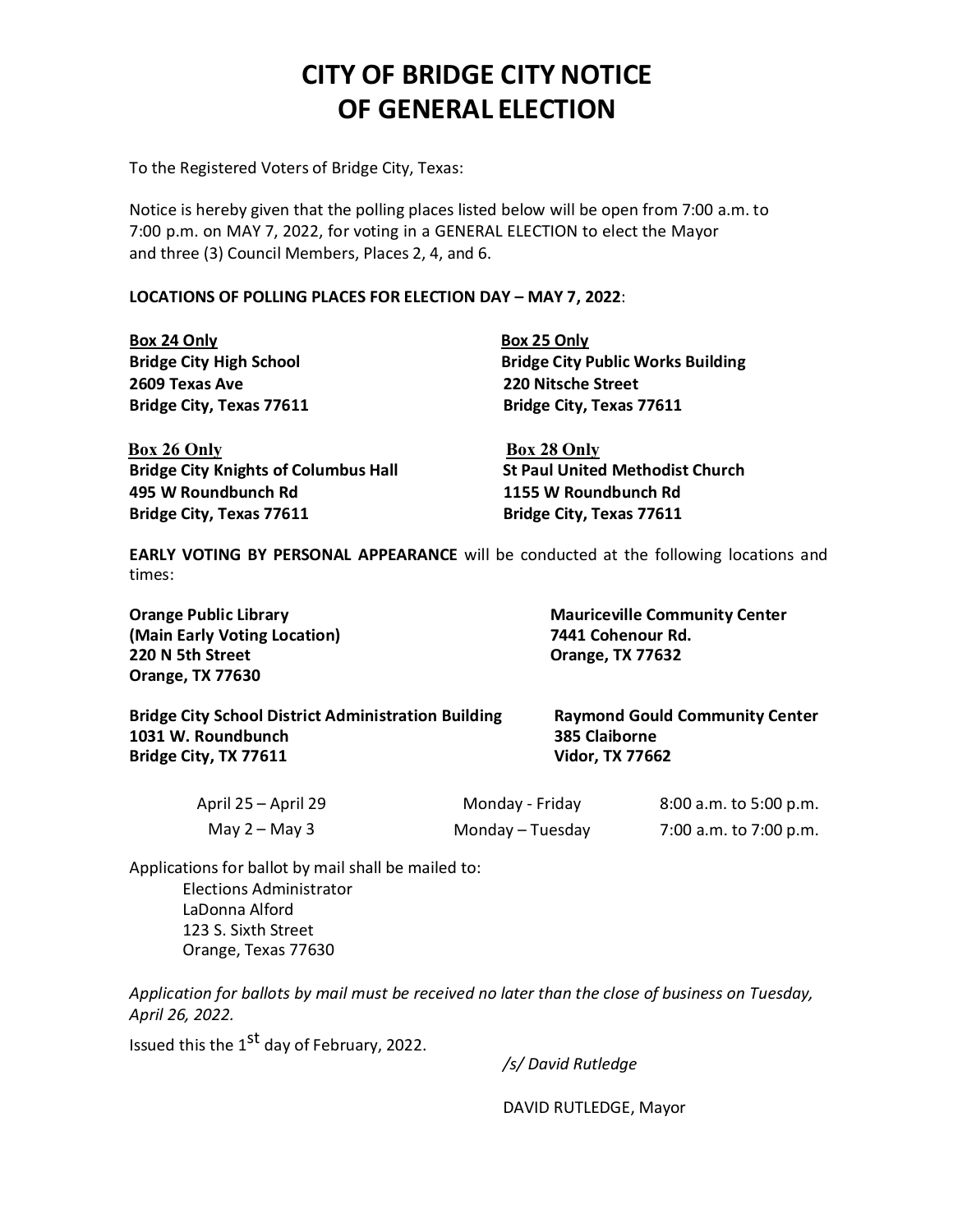# CITY OF BRIDGE CITY NOTICE OF GENERAL ELECTION

To the Registered Voters of Bridge City, Texas:

Notice is hereby given that the polling places listed below will be open from 7:00 a.m. to 7:00 p.m. on MAY 7, 2022, for voting in a GENERAL ELECTION to elect the Mayor and three (3) Council Members, Places 2, 4, and 6.

**LOCATIONS OF POLLING PLACES FOR ELECTION DAY – MAY 7, 2022**:

**Box 24 Only**
**Bridge City High School**
**2609 Texas Ave**
**Bridge City, Texas 77611**

**Box 25 Only**
**Bridge City Public Works Building**
**220 Nitsche Street**
**Bridge City, Texas 77611**

**Box 26 Only**
**Bridge City Knights of Columbus Hall**
**495 W Roundbunch Rd**
**Bridge City, Texas 77611**

**Box 28 Only**
**St Paul United Methodist Church**
**1155 W Roundbunch Rd**
**Bridge City, Texas 77611**

**EARLY VOTING BY PERSONAL APPEARANCE** will be conducted at the following locations and times:

**Orange Public Library**
**(Main Early Voting Location)**
**220 N 5th Street**
**Orange, TX 77630**

**Mauriceville Community Center**
**7441 Cohenour Rd.**
**Orange, TX 77632**

**Bridge City School District Administration Building**
**1031 W. Roundbunch**
**Bridge City, TX 77611**

**Raymond Gould Community Center**
**385 Claiborne**
**Vidor, TX 77662**

| | | |
|---|---|---|
| April 25 – April 29 | Monday - Friday | 8:00 a.m. to 5:00 p.m. |
| May 2 – May 3 | Monday – Tuesday | 7:00 a.m. to 7:00 p.m. |

Applications for ballot by mail shall be mailed to:

Elections Administrator
LaDonna Alford
123 S. Sixth Street
Orange, Texas 77630

*Application for ballots by mail must be received no later than the close of business on Tuesday, April 26, 2022.*

Issued this the 1st day of February, 2022.

*/s/ David Rutledge*

DAVID RUTLEDGE, Mayor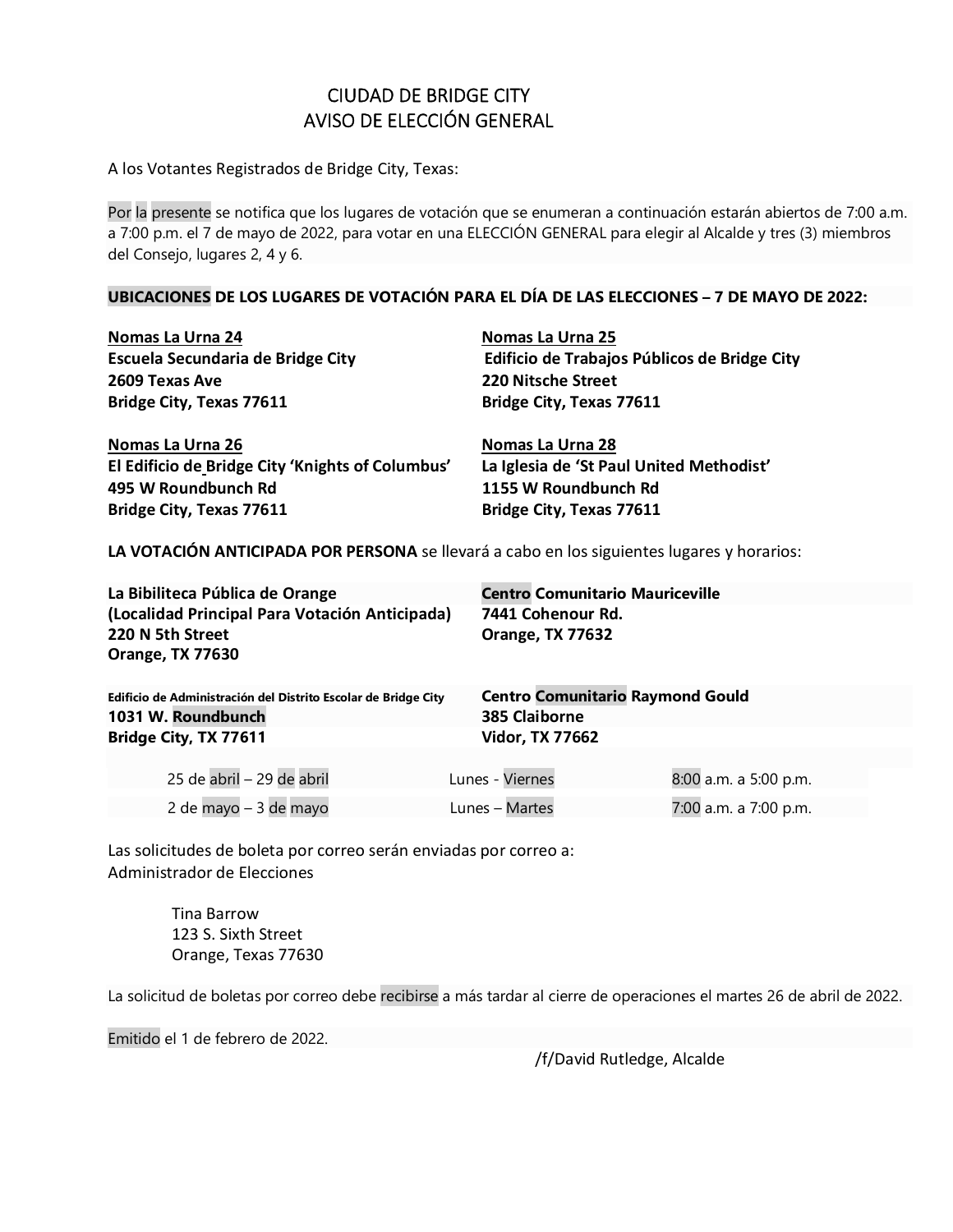# CIUDAD DE BRIDGE CITY
# AVISO DE ELECCIÓN GENERAL

A los Votantes Registrados de Bridge City, Texas:

Por la presente se notifica que los lugares de votación que se enumeran a continuación estarán abiertos de 7:00 a.m. a 7:00 p.m. el 7 de mayo de 2022, para votar en una ELECCIÓN GENERAL para elegir al Alcalde y tres (3) miembros del Consejo, lugares 2, 4 y 6.

**UBICACIONES DE LOS LUGARES DE VOTACIÓN PARA EL DÍA DE LAS ELECCIONES – 7 DE MAYO DE 2022:**

**Nomas La Urna 24**
**Escuela Secundaria de Bridge City**
**2609 Texas Ave**
**Bridge City, Texas 77611**

**Nomas La Urna 25**
**Edificio de Trabajos Públicos de Bridge City**
**220 Nitsche Street**
**Bridge City, Texas 77611**

**Nomas La Urna 26**
**El Edificio de Bridge City 'Knights of Columbus'**
**495 W Roundbunch Rd**
**Bridge City, Texas 77611**

**Nomas La Urna 28**
**La Iglesia de 'St Paul United Methodist'**
**1155 W Roundbunch Rd**
**Bridge City, Texas 77611**

**LA VOTACIÓN ANTICIPADA POR PERSONA** se llevará a cabo en los siguientes lugares y horarios:

**La Bibiliteca Pública de Orange**
**(Localidad Principal Para Votación Anticipada)**
**220 N 5th Street**
**Orange, TX 77630**

**Centro Comunitario Mauriceville**
**7441 Cohenour Rd.**
**Orange, TX 77632**

**Edificio de Administración del Distrito Escolar de Bridge City**
**1031 W. Roundbunch**
**Bridge City, TX 77611**

**Centro Comunitario Raymond Gould**
**385 Claiborne**
**Vidor, TX 77662**

| | | |
|---|---|---|
| 25 de abril – 29 de abril | Lunes - Viernes | 8:00 a.m. a 5:00 p.m. |
| 2 de mayo – 3 de mayo | Lunes – Martes | 7:00 a.m. a 7:00 p.m. |

Las solicitudes de boleta por correo serán enviadas por correo a:
Administrador de Elecciones

Tina Barrow
123 S. Sixth Street
Orange, Texas 77630

La solicitud de boletas por correo debe recibirse a más tardar al cierre de operaciones el martes 26 de abril de 2022.

Emitido el 1 de febrero de 2022.

/f/David Rutledge, Alcalde